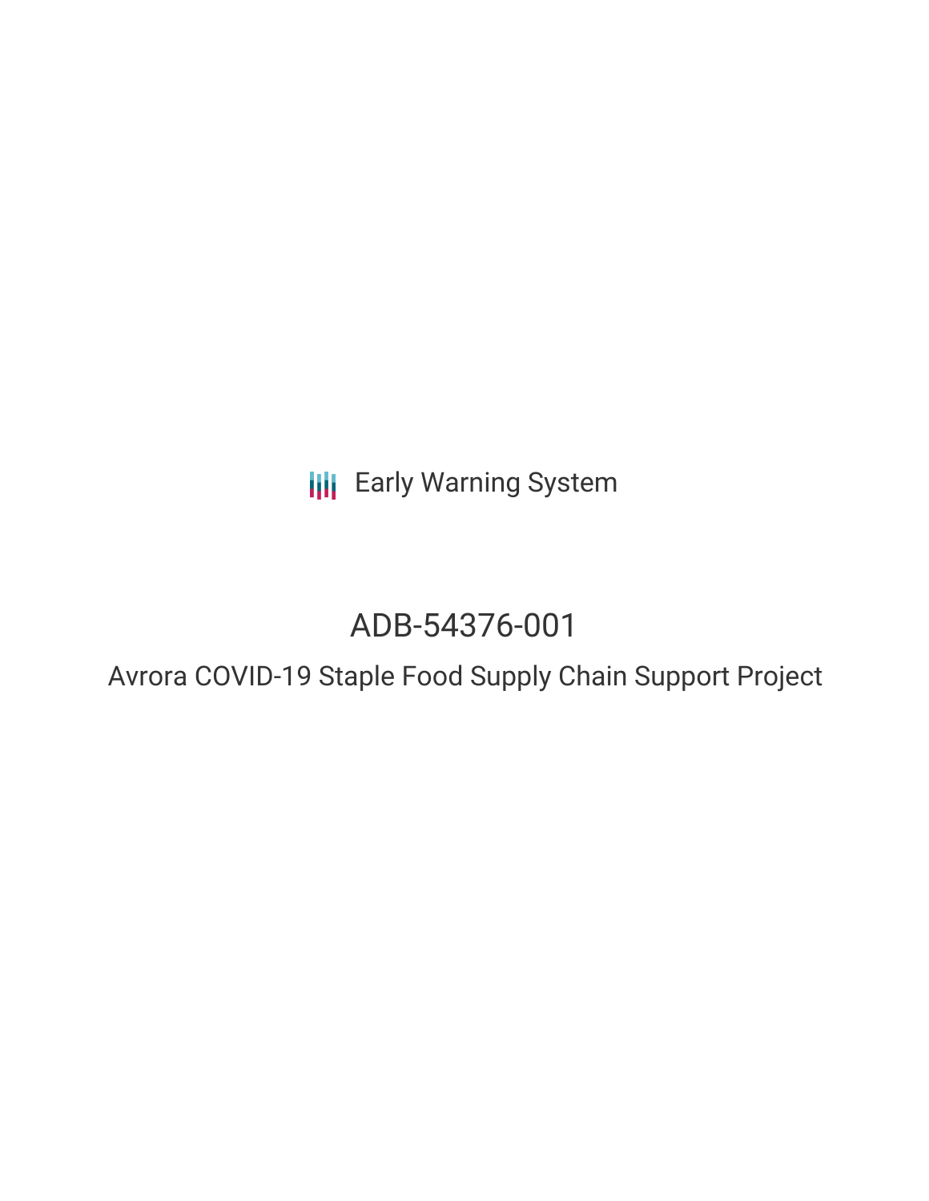Early Warning System

# ADB-54376-001

## Avrora COVID-19 Staple Food Supply Chain Support Project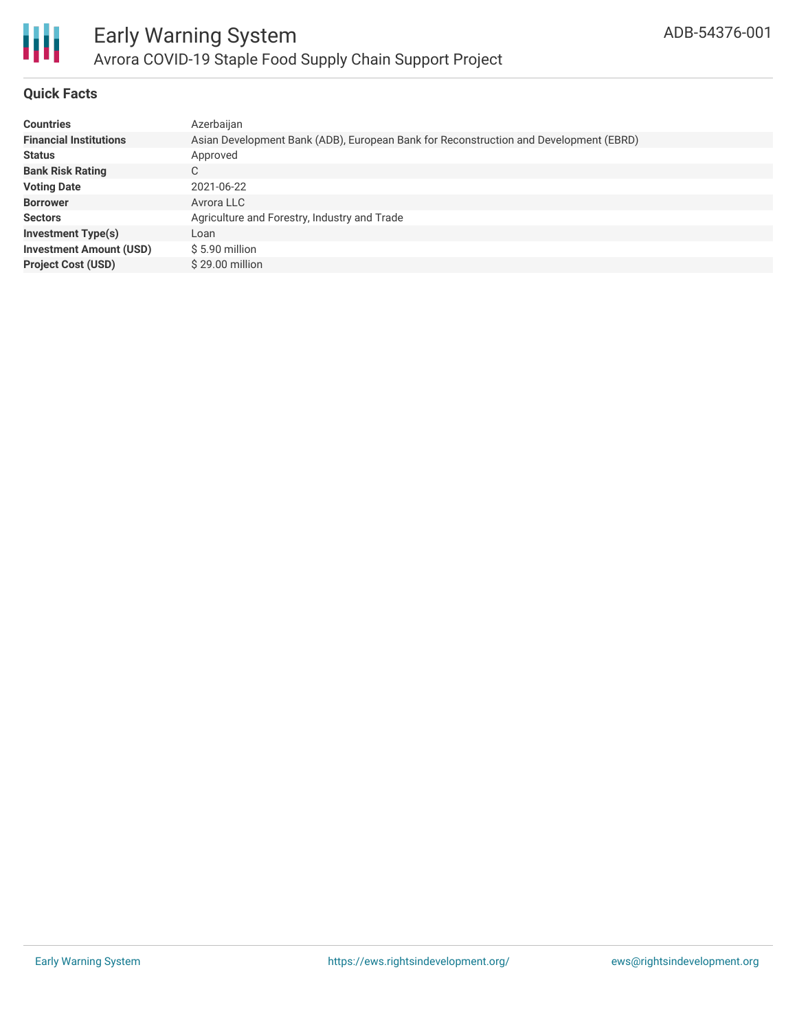## Quick Facts

| | |
|---|---|
| **Countries** | Azerbaijan |
| **Financial Institutions** | Asian Development Bank (ADB), European Bank for Reconstruction and Development (EBRD) |
| **Status** | Approved |
| **Bank Risk Rating** | C |
| **Voting Date** | 2021-06-22 |
| **Borrower** | Avrora LLC |
| **Sectors** | Agriculture and Forestry, Industry and Trade |
| **Investment Type(s)** | Loan |
| **Investment Amount (USD)** | $ 5.90 million |
| **Project Cost (USD)** | $ 29.00 million |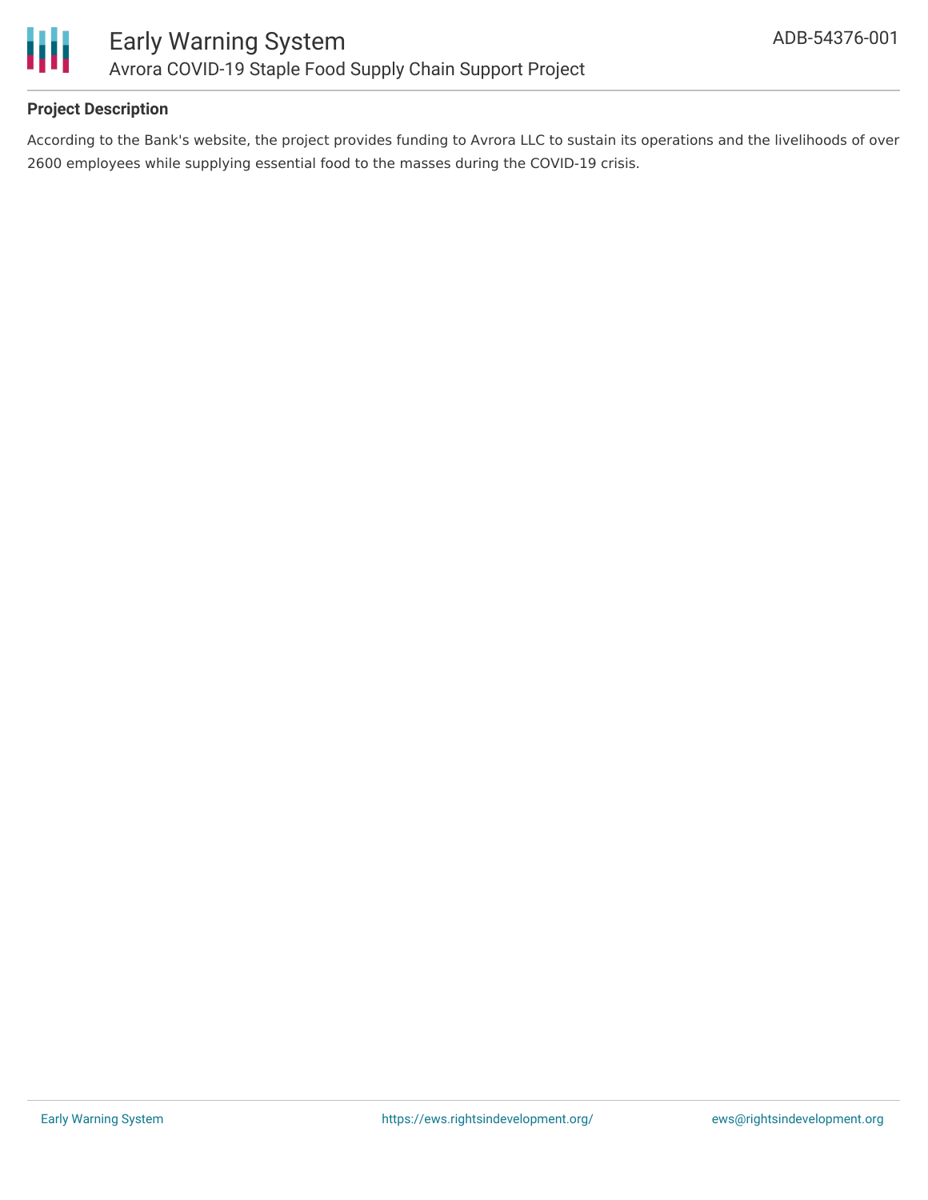### Project Description

According to the Bank's website, the project provides funding to Avrora LLC to sustain its operations and the livelihoods of over 2600 employees while supplying essential food to the masses during the COVID-19 crisis.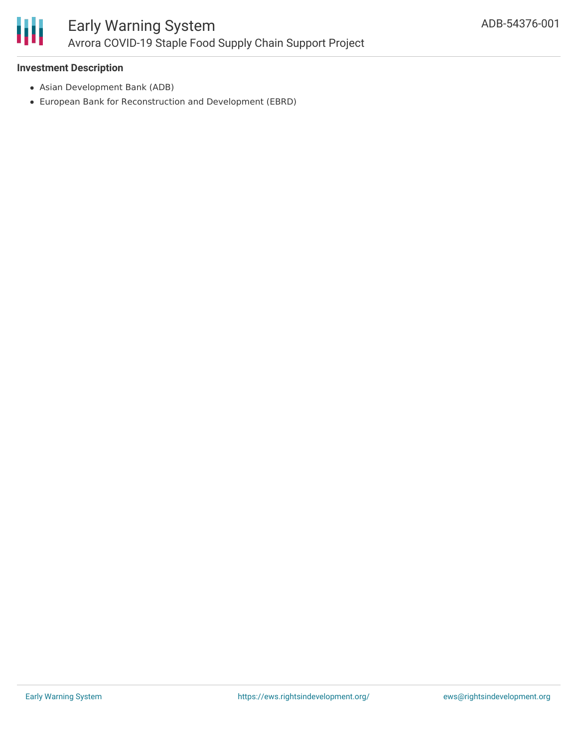**Investment Description**

- Asian Development Bank (ADB)
- European Bank for Reconstruction and Development (EBRD)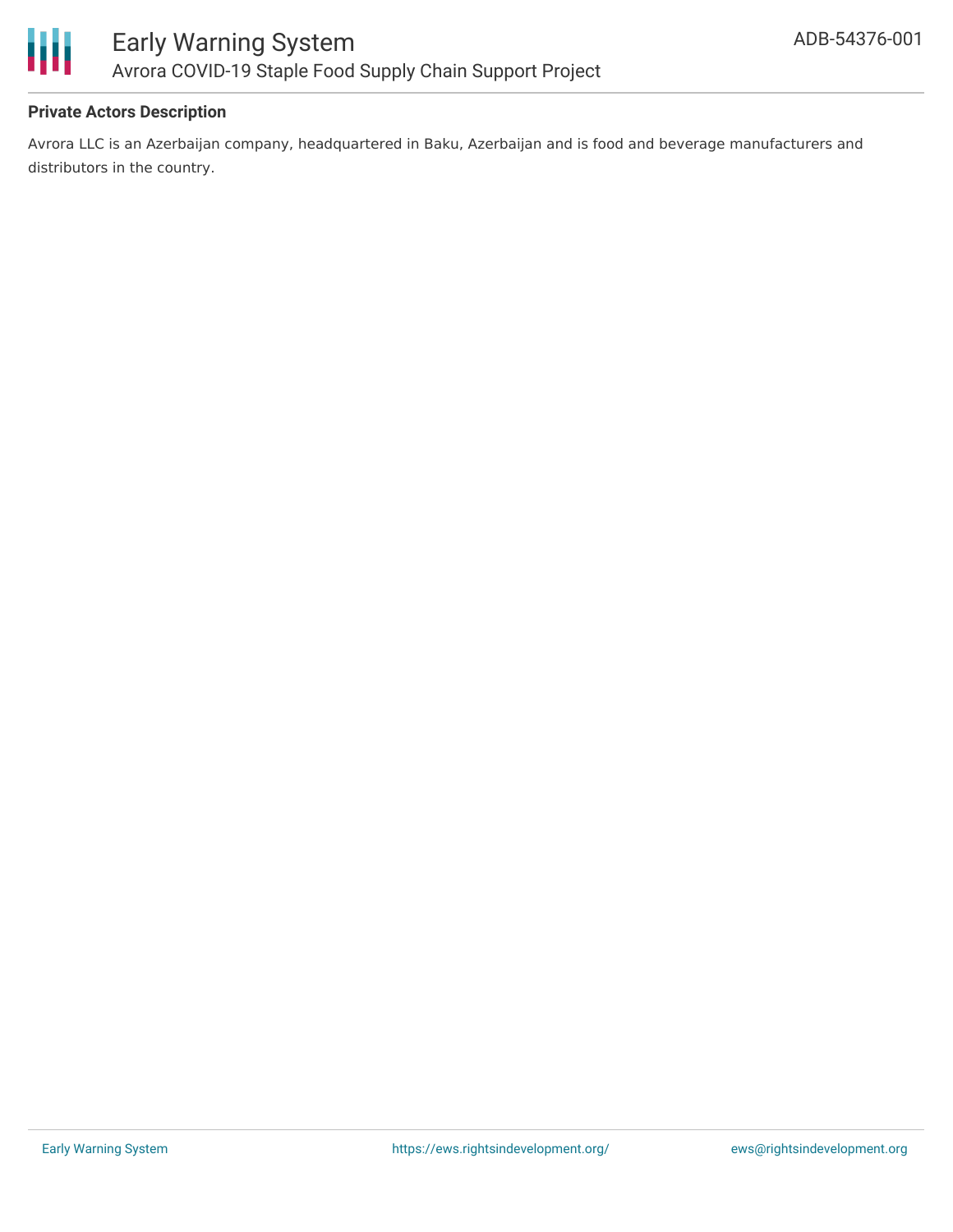**Private Actors Description**

Avrora LLC is an Azerbaijan company, headquartered in Baku, Azerbaijan and is food and beverage manufacturers and distributors in the country.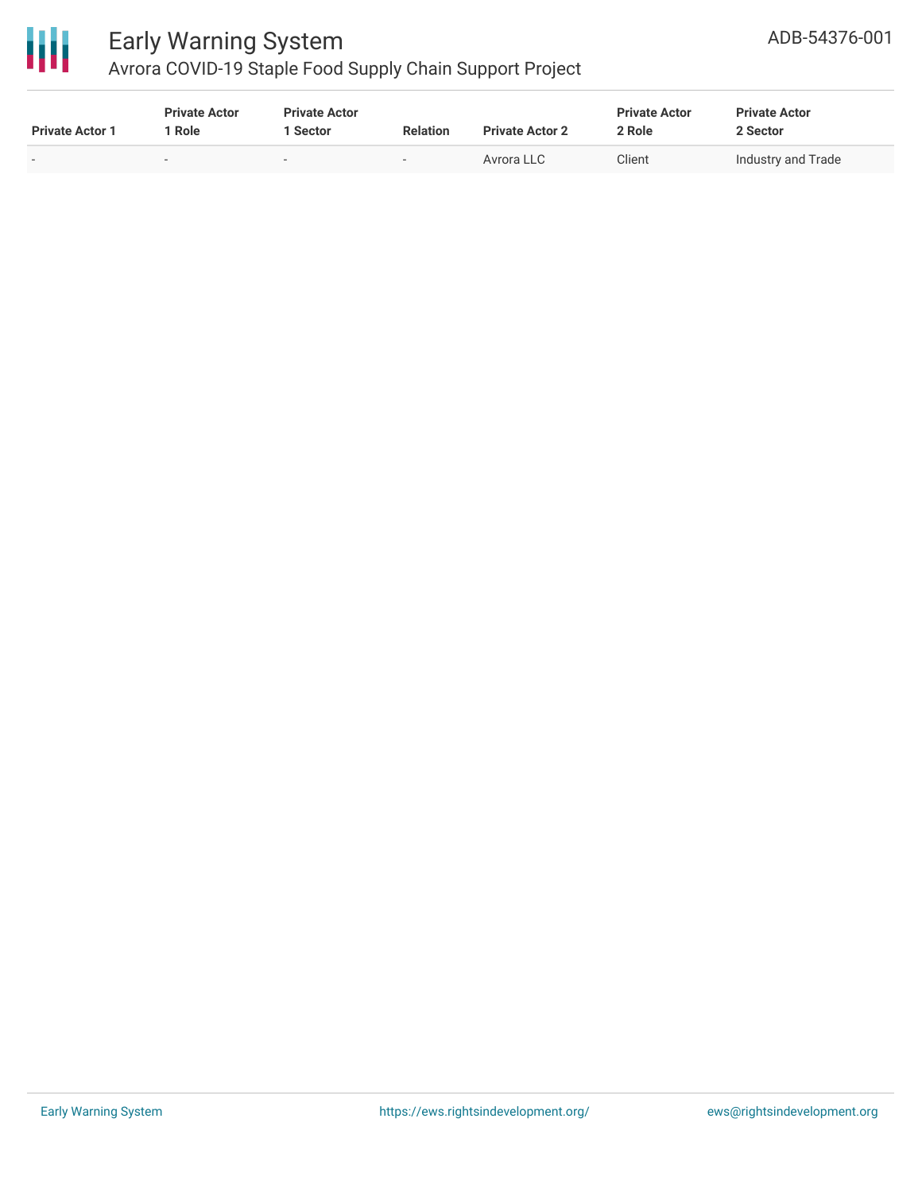| Private Actor 1 | Private Actor 1 Role | Private Actor 1 Sector | Relation | Private Actor 2 | Private Actor 2 Role | Private Actor 2 Sector |
|---|---|---|---|---|---|---|
| - | - | - | - | Avrora LLC | Client | Industry and Trade |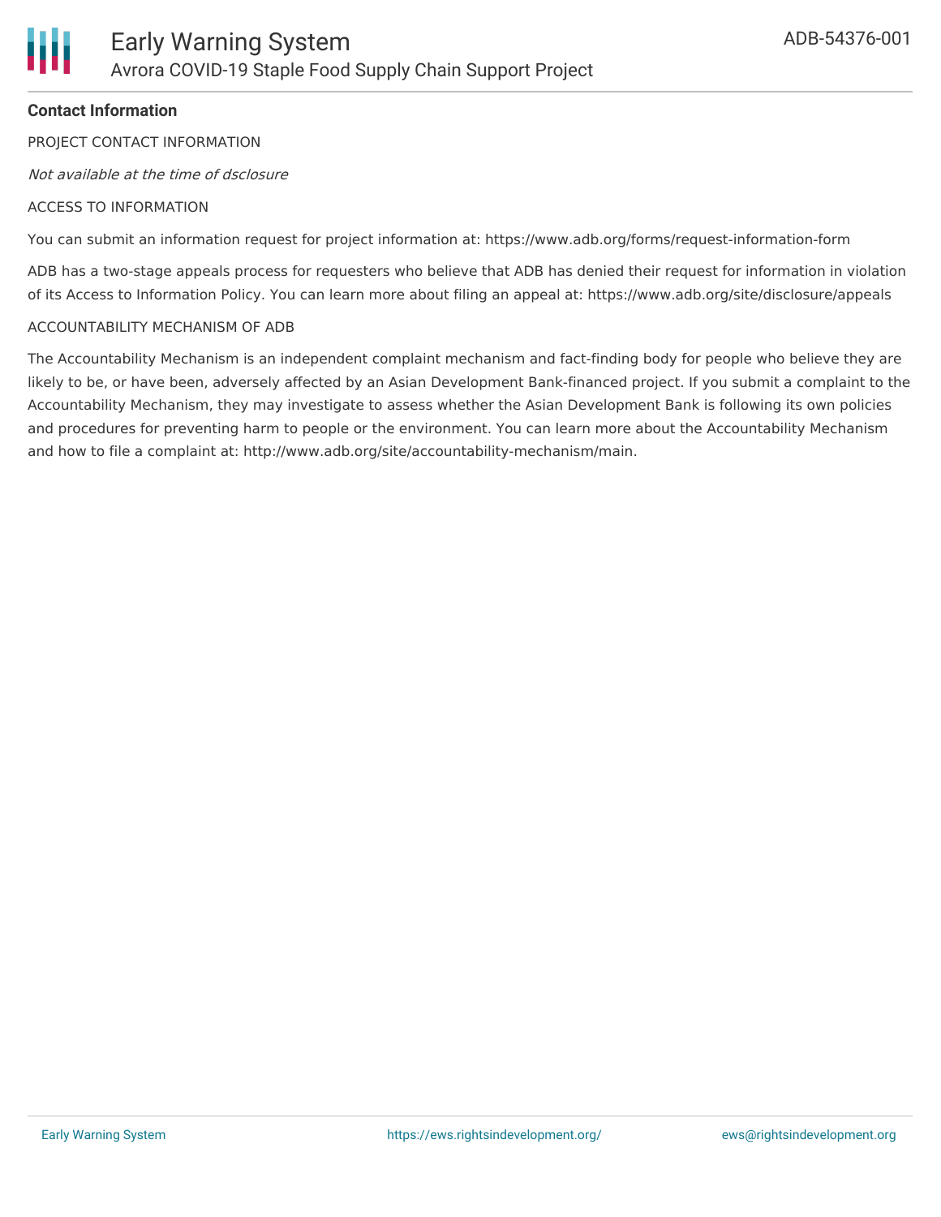**Contact Information**

PROJECT CONTACT INFORMATION

*Not available at the time of dsclosure*

ACCESS TO INFORMATION

You can submit an information request for project information at: https://www.adb.org/forms/request-information-form

ADB has a two-stage appeals process for requesters who believe that ADB has denied their request for information in violation of its Access to Information Policy. You can learn more about filing an appeal at: https://www.adb.org/site/disclosure/appeals

ACCOUNTABILITY MECHANISM OF ADB

The Accountability Mechanism is an independent complaint mechanism and fact-finding body for people who believe they are likely to be, or have been, adversely affected by an Asian Development Bank-financed project. If you submit a complaint to the Accountability Mechanism, they may investigate to assess whether the Asian Development Bank is following its own policies and procedures for preventing harm to people or the environment. You can learn more about the Accountability Mechanism and how to file a complaint at: http://www.adb.org/site/accountability-mechanism/main.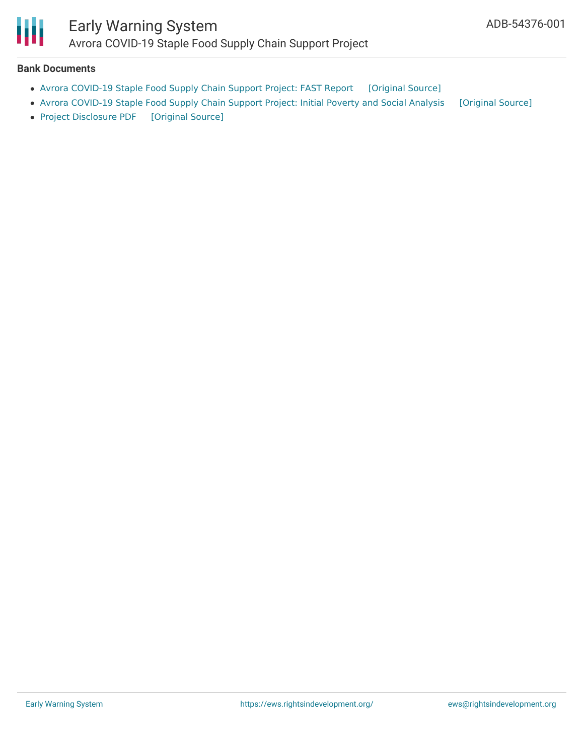### Bank Documents

- Avrora COVID-19 Staple Food Supply Chain Support Project: FAST Report [Original Source]
- Avrora COVID-19 Staple Food Supply Chain Support Project: Initial Poverty and Social Analysis [Original Source]
- Project Disclosure PDF [Original Source]